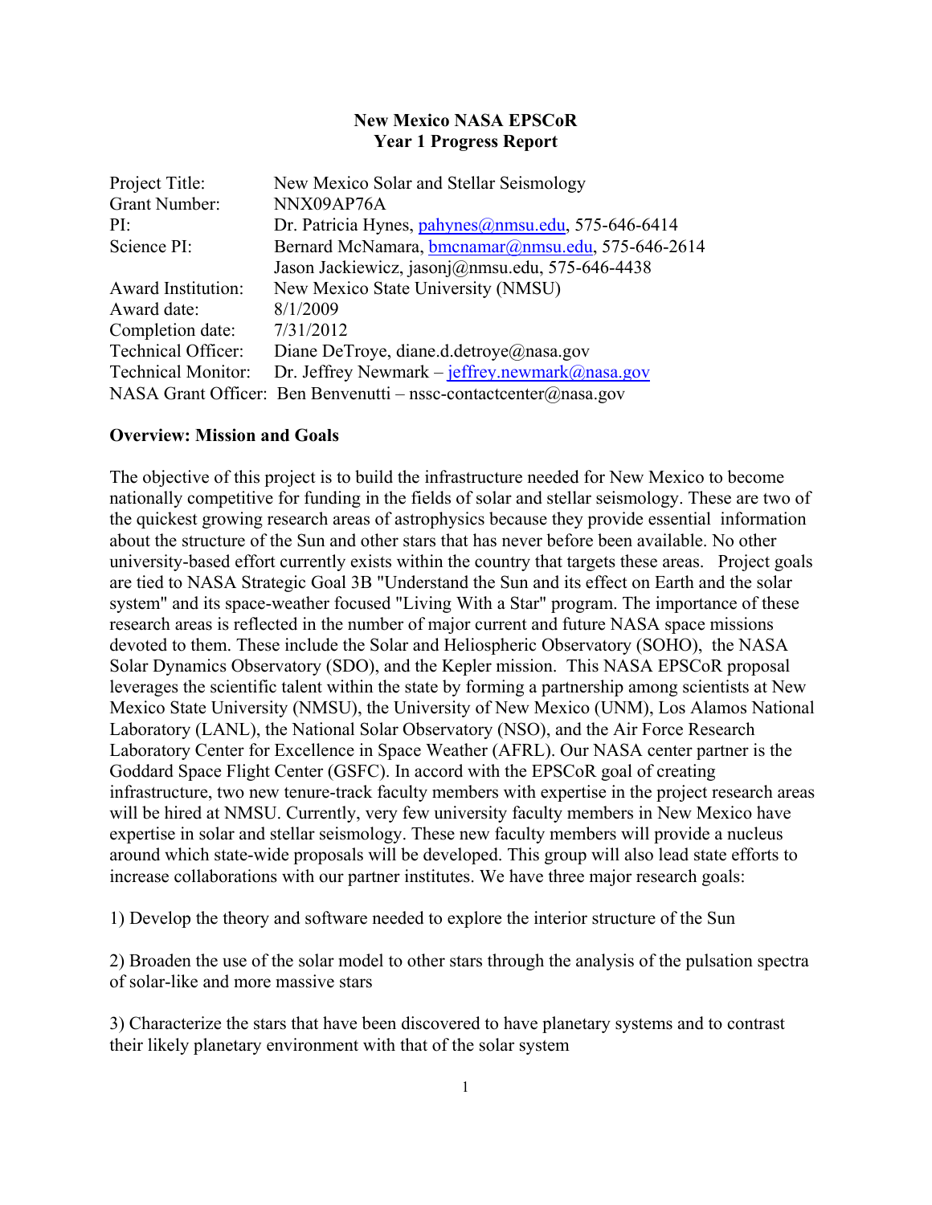**New Mexico NASA EPSCoR**
**Year 1 Progress Report**

Project Title: New Mexico Solar and Stellar Seismology
Grant Number: NNX09AP76A
PI: Dr. Patricia Hynes, pahynes@nmsu.edu, 575-646-6414
Science PI: Bernard McNamara, bmcnamar@nmsu.edu, 575-646-2614
Jason Jackiewicz, jasonj@nmsu.edu, 575-646-4438
Award Institution: New Mexico State University (NMSU)
Award date: 8/1/2009
Completion date: 7/31/2012
Technical Officer: Diane DeTroye, diane.d.detroye@nasa.gov
Technical Monitor: Dr. Jeffrey Newmark – jeffrey.newmark@nasa.gov
NASA Grant Officer: Ben Benvenutti – nssc-contactcenter@nasa.gov

**Overview: Mission and Goals**

The objective of this project is to build the infrastructure needed for New Mexico to become nationally competitive for funding in the fields of solar and stellar seismology. These are two of the quickest growing research areas of astrophysics because they provide essential information about the structure of the Sun and other stars that has never before been available. No other university-based effort currently exists within the country that targets these areas. Project goals are tied to NASA Strategic Goal 3B "Understand the Sun and its effect on Earth and the solar system" and its space-weather focused "Living With a Star" program. The importance of these research areas is reflected in the number of major current and future NASA space missions devoted to them. These include the Solar and Heliospheric Observatory (SOHO), the NASA Solar Dynamics Observatory (SDO), and the Kepler mission. This NASA EPSCoR proposal leverages the scientific talent within the state by forming a partnership among scientists at New Mexico State University (NMSU), the University of New Mexico (UNM), Los Alamos National Laboratory (LANL), the National Solar Observatory (NSO), and the Air Force Research Laboratory Center for Excellence in Space Weather (AFRL). Our NASA center partner is the Goddard Space Flight Center (GSFC). In accord with the EPSCoR goal of creating infrastructure, two new tenure-track faculty members with expertise in the project research areas will be hired at NMSU. Currently, very few university faculty members in New Mexico have expertise in solar and stellar seismology. These new faculty members will provide a nucleus around which state-wide proposals will be developed. This group will also lead state efforts to increase collaborations with our partner institutes. We have three major research goals:

1) Develop the theory and software needed to explore the interior structure of the Sun

2) Broaden the use of the solar model to other stars through the analysis of the pulsation spectra of solar-like and more massive stars

3) Characterize the stars that have been discovered to have planetary systems and to contrast their likely planetary environment with that of the solar system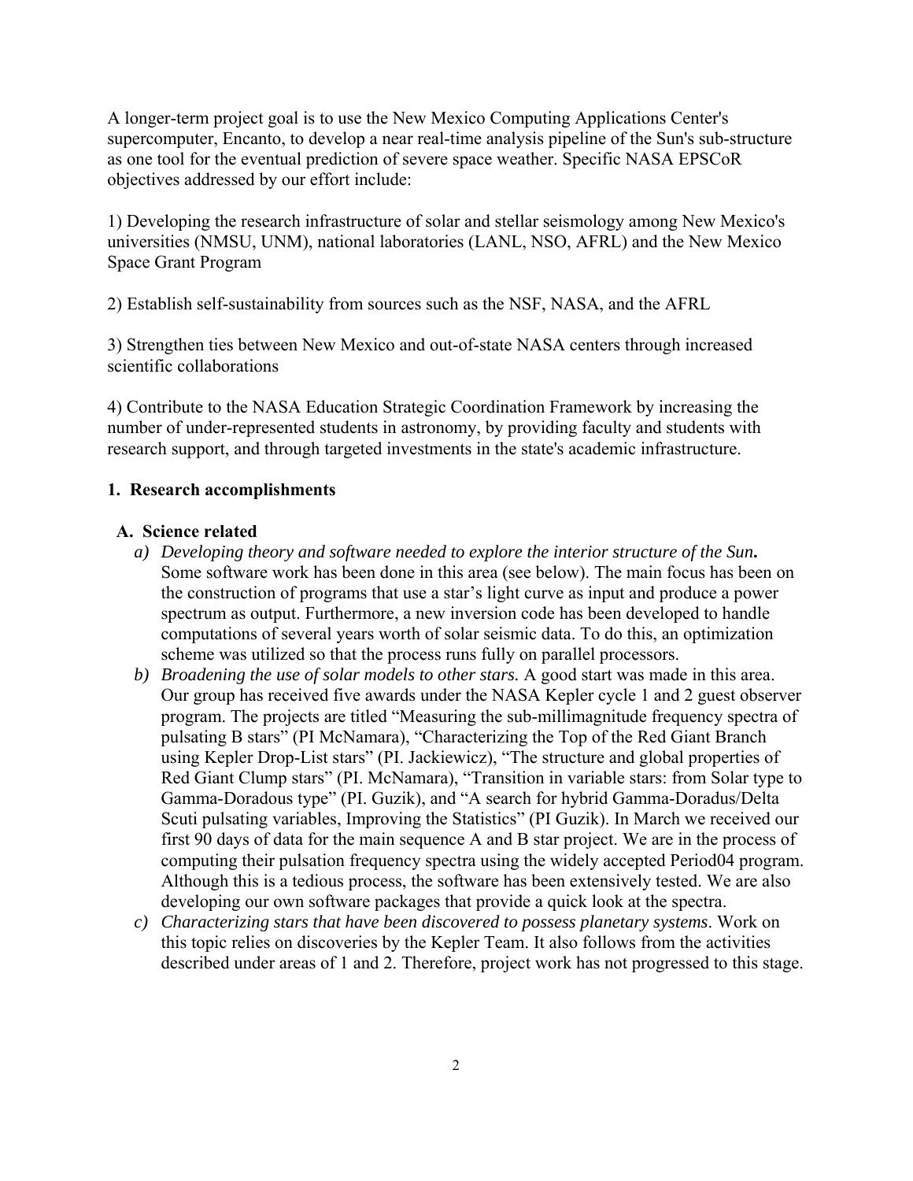A longer-term project goal is to use the New Mexico Computing Applications Center's supercomputer, Encanto, to develop a near real-time analysis pipeline of the Sun's sub-structure as one tool for the eventual prediction of severe space weather. Specific NASA EPSCoR objectives addressed by our effort include:

1) Developing the research infrastructure of solar and stellar seismology among New Mexico's universities (NMSU, UNM), national laboratories (LANL, NSO, AFRL) and the New Mexico Space Grant Program

2) Establish self-sustainability from sources such as the NSF, NASA, and the AFRL

3) Strengthen ties between New Mexico and out-of-state NASA centers through increased scientific collaborations

4) Contribute to the NASA Education Strategic Coordination Framework by increasing the number of under-represented students in astronomy, by providing faculty and students with research support, and through targeted investments in the state's academic infrastructure.

## 1. Research accomplishments

### A. Science related

a) ***Developing theory and software needed to explore the interior structure of the Sun.*** Some software work has been done in this area (see below). The main focus has been on the construction of programs that use a star's light curve as input and produce a power spectrum as output. Furthermore, a new inversion code has been developed to handle computations of several years worth of solar seismic data. To do this, an optimization scheme was utilized so that the process runs fully on parallel processors.

b) *Broadening the use of solar models to other stars.* A good start was made in this area. Our group has received five awards under the NASA Kepler cycle 1 and 2 guest observer program. The projects are titled "Measuring the sub-millimagnitude frequency spectra of pulsating B stars" (PI McNamara), "Characterizing the Top of the Red Giant Branch using Kepler Drop-List stars" (PI. Jackiewicz), "The structure and global properties of Red Giant Clump stars" (PI. McNamara), "Transition in variable stars: from Solar type to Gamma-Doradous type" (PI. Guzik), and "A search for hybrid Gamma-Doradus/Delta Scuti pulsating variables, Improving the Statistics" (PI Guzik). In March we received our first 90 days of data for the main sequence A and B star project. We are in the process of computing their pulsation frequency spectra using the widely accepted Period04 program. Although this is a tedious process, the software has been extensively tested. We are also developing our own software packages that provide a quick look at the spectra.

c) *Characterizing stars that have been discovered to possess planetary systems*. Work on this topic relies on discoveries by the Kepler Team. It also follows from the activities described under areas of 1 and 2. Therefore, project work has not progressed to this stage.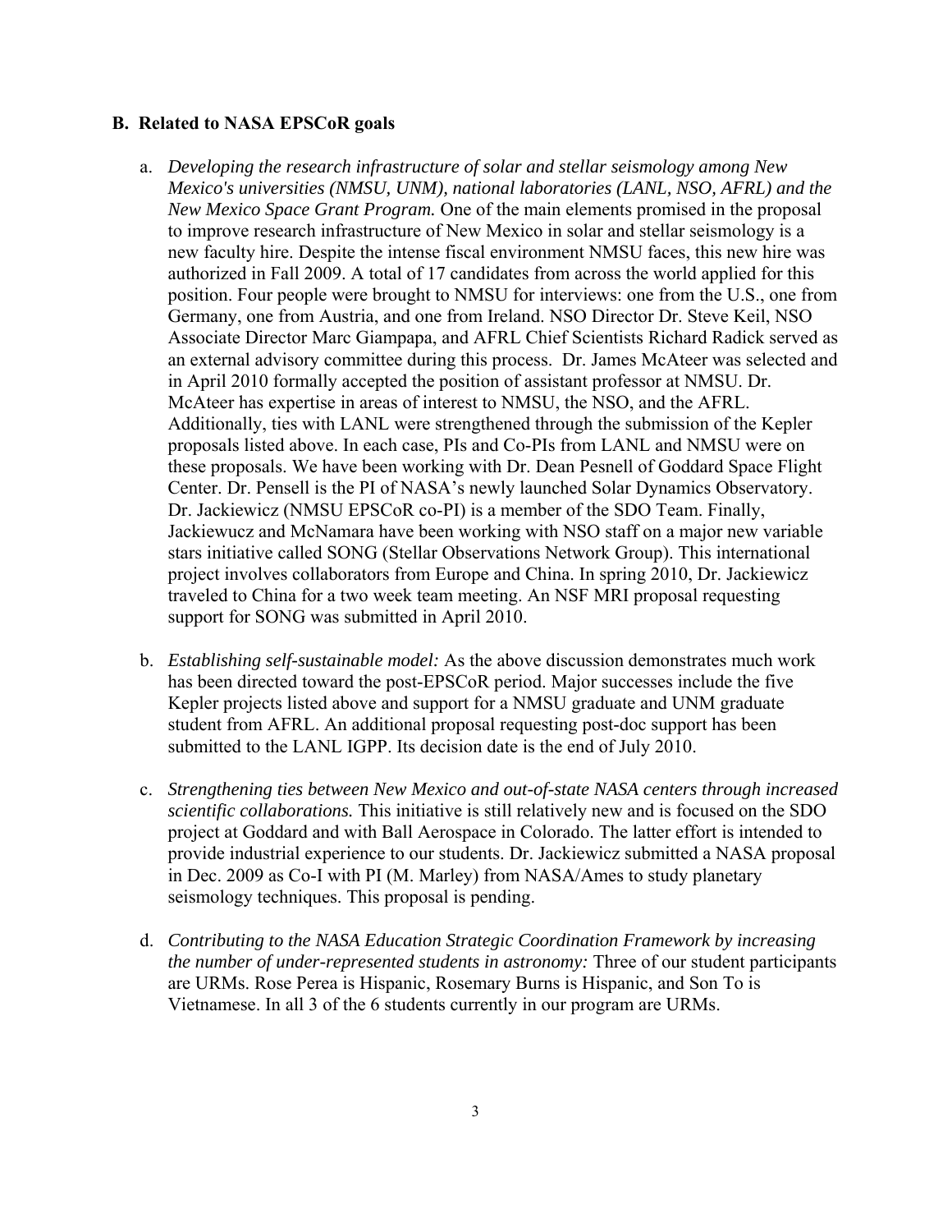## B. Related to NASA EPSCoR goals

a. *Developing the research infrastructure of solar and stellar seismology among New Mexico's universities (NMSU, UNM), national laboratories (LANL, NSO, AFRL) and the New Mexico Space Grant Program.* One of the main elements promised in the proposal to improve research infrastructure of New Mexico in solar and stellar seismology is a new faculty hire. Despite the intense fiscal environment NMSU faces, this new hire was authorized in Fall 2009. A total of 17 candidates from across the world applied for this position. Four people were brought to NMSU for interviews: one from the U.S., one from Germany, one from Austria, and one from Ireland. NSO Director Dr. Steve Keil, NSO Associate Director Marc Giampapa, and AFRL Chief Scientists Richard Radick served as an external advisory committee during this process. Dr. James McAteer was selected and in April 2010 formally accepted the position of assistant professor at NMSU. Dr. McAteer has expertise in areas of interest to NMSU, the NSO, and the AFRL. Additionally, ties with LANL were strengthened through the submission of the Kepler proposals listed above. In each case, PIs and Co-PIs from LANL and NMSU were on these proposals. We have been working with Dr. Dean Pesnell of Goddard Space Flight Center. Dr. Pensell is the PI of NASA's newly launched Solar Dynamics Observatory. Dr. Jackiewicz (NMSU EPSCoR co-PI) is a member of the SDO Team. Finally, Jackiewucz and McNamara have been working with NSO staff on a major new variable stars initiative called SONG (Stellar Observations Network Group). This international project involves collaborators from Europe and China. In spring 2010, Dr. Jackiewicz traveled to China for a two week team meeting. An NSF MRI proposal requesting support for SONG was submitted in April 2010.

b. *Establishing self-sustainable model:* As the above discussion demonstrates much work has been directed toward the post-EPSCoR period. Major successes include the five Kepler projects listed above and support for a NMSU graduate and UNM graduate student from AFRL. An additional proposal requesting post-doc support has been submitted to the LANL IGPP. Its decision date is the end of July 2010.

c. *Strengthening ties between New Mexico and out-of-state NASA centers through increased scientific collaborations.* This initiative is still relatively new and is focused on the SDO project at Goddard and with Ball Aerospace in Colorado. The latter effort is intended to provide industrial experience to our students. Dr. Jackiewicz submitted a NASA proposal in Dec. 2009 as Co-I with PI (M. Marley) from NASA/Ames to study planetary seismology techniques. This proposal is pending.

d. *Contributing to the NASA Education Strategic Coordination Framework by increasing the number of under-represented students in astronomy:* Three of our student participants are URMs. Rose Perea is Hispanic, Rosemary Burns is Hispanic, and Son To is Vietnamese. In all 3 of the 6 students currently in our program are URMs.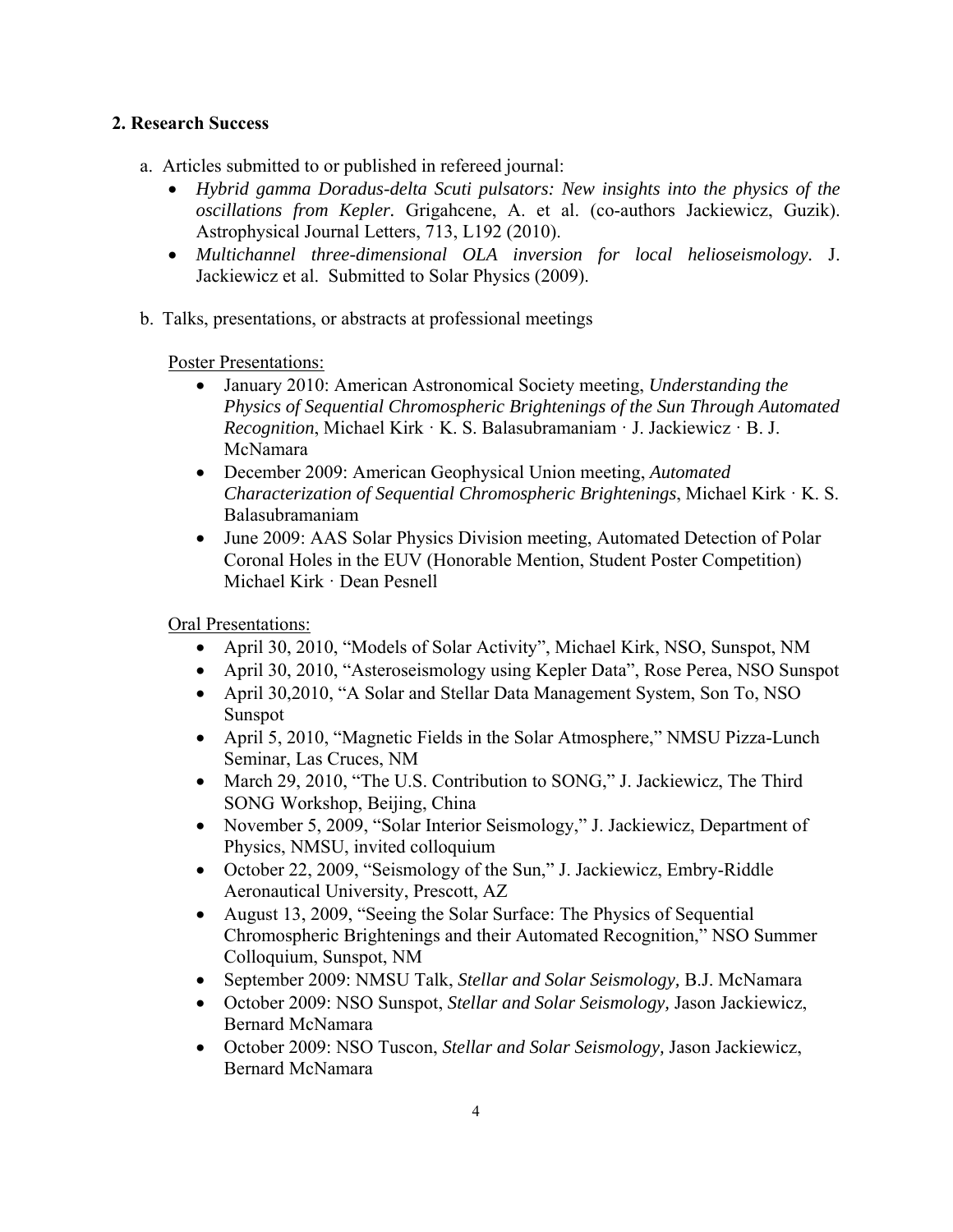**2. Research Success**

a. Articles submitted to or published in refereed journal:

- *Hybrid gamma Doradus-delta Scuti pulsators: New insights into the physics of the oscillations from Kepler.* Grigahcene, A. et al. (co-authors Jackiewicz, Guzik). Astrophysical Journal Letters, 713, L192 (2010).
- *Multichannel three-dimensional OLA inversion for local helioseismology.* J. Jackiewicz et al. Submitted to Solar Physics (2009).

b. Talks, presentations, or abstracts at professional meetings

Poster Presentations:

- January 2010: American Astronomical Society meeting, *Understanding the Physics of Sequential Chromospheric Brightenings of the Sun Through Automated Recognition*, Michael Kirk · K. S. Balasubramaniam · J. Jackiewicz · B. J. McNamara
- December 2009: American Geophysical Union meeting, *Automated Characterization of Sequential Chromospheric Brightenings*, Michael Kirk · K. S. Balasubramaniam
- June 2009: AAS Solar Physics Division meeting, Automated Detection of Polar Coronal Holes in the EUV (Honorable Mention, Student Poster Competition) Michael Kirk · Dean Pesnell

Oral Presentations:

- April 30, 2010, "Models of Solar Activity", Michael Kirk, NSO, Sunspot, NM
- April 30, 2010, "Asteroseismology using Kepler Data", Rose Perea, NSO Sunspot
- April 30,2010, "A Solar and Stellar Data Management System, Son To, NSO Sunspot
- April 5, 2010, "Magnetic Fields in the Solar Atmosphere," NMSU Pizza-Lunch Seminar, Las Cruces, NM
- March 29, 2010, "The U.S. Contribution to SONG," J. Jackiewicz, The Third SONG Workshop, Beijing, China
- November 5, 2009, "Solar Interior Seismology," J. Jackiewicz, Department of Physics, NMSU, invited colloquium
- October 22, 2009, "Seismology of the Sun," J. Jackiewicz, Embry-Riddle Aeronautical University, Prescott, AZ
- August 13, 2009, "Seeing the Solar Surface: The Physics of Sequential Chromospheric Brightenings and their Automated Recognition," NSO Summer Colloquium, Sunspot, NM
- September 2009: NMSU Talk, *Stellar and Solar Seismology,* B.J. McNamara
- October 2009: NSO Sunspot, *Stellar and Solar Seismology,* Jason Jackiewicz, Bernard McNamara
- October 2009: NSO Tuscon, *Stellar and Solar Seismology,* Jason Jackiewicz, Bernard McNamara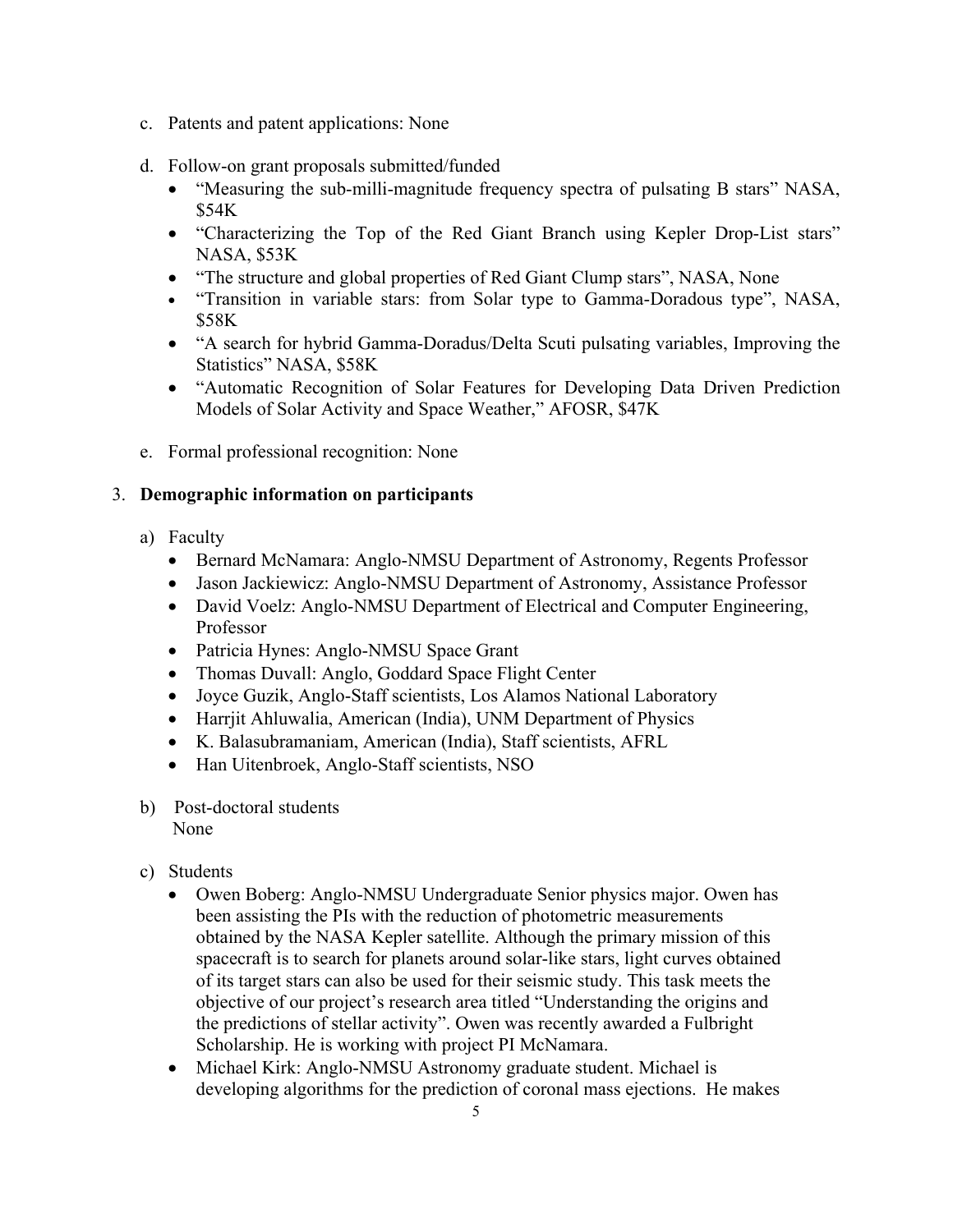c. Patents and patent applications: None

d. Follow-on grant proposals submitted/funded
   - "Measuring the sub-milli-magnitude frequency spectra of pulsating B stars" NASA, $54K
   - "Characterizing the Top of the Red Giant Branch using Kepler Drop-List stars" NASA, $53K
   - "The structure and global properties of Red Giant Clump stars", NASA, None
   - "Transition in variable stars: from Solar type to Gamma-Doradous type", NASA, $58K
   - "A search for hybrid Gamma-Doradus/Delta Scuti pulsating variables, Improving the Statistics" NASA, $58K
   - "Automatic Recognition of Solar Features for Developing Data Driven Prediction Models of Solar Activity and Space Weather," AFOSR, $47K

e. Formal professional recognition: None

3. **Demographic information on participants**

a) Faculty
   - Bernard McNamara: Anglo-NMSU Department of Astronomy, Regents Professor
   - Jason Jackiewicz: Anglo-NMSU Department of Astronomy, Assistance Professor
   - David Voelz: Anglo-NMSU Department of Electrical and Computer Engineering, Professor
   - Patricia Hynes: Anglo-NMSU Space Grant
   - Thomas Duvall: Anglo, Goddard Space Flight Center
   - Joyce Guzik, Anglo-Staff scientists, Los Alamos National Laboratory
   - Harrjit Ahluwalia, American (India), UNM Department of Physics
   - K. Balasubramaniam, American (India), Staff scientists, AFRL
   - Han Uitenbroek, Anglo-Staff scientists, NSO

b) Post-doctoral students
   None

c) Students
   - Owen Boberg: Anglo-NMSU Undergraduate Senior physics major. Owen has been assisting the PIs with the reduction of photometric measurements obtained by the NASA Kepler satellite. Although the primary mission of this spacecraft is to search for planets around solar-like stars, light curves obtained of its target stars can also be used for their seismic study. This task meets the objective of our project's research area titled "Understanding the origins and the predictions of stellar activity". Owen was recently awarded a Fulbright Scholarship. He is working with project PI McNamara.
   - Michael Kirk: Anglo-NMSU Astronomy graduate student. Michael is developing algorithms for the prediction of coronal mass ejections. He makes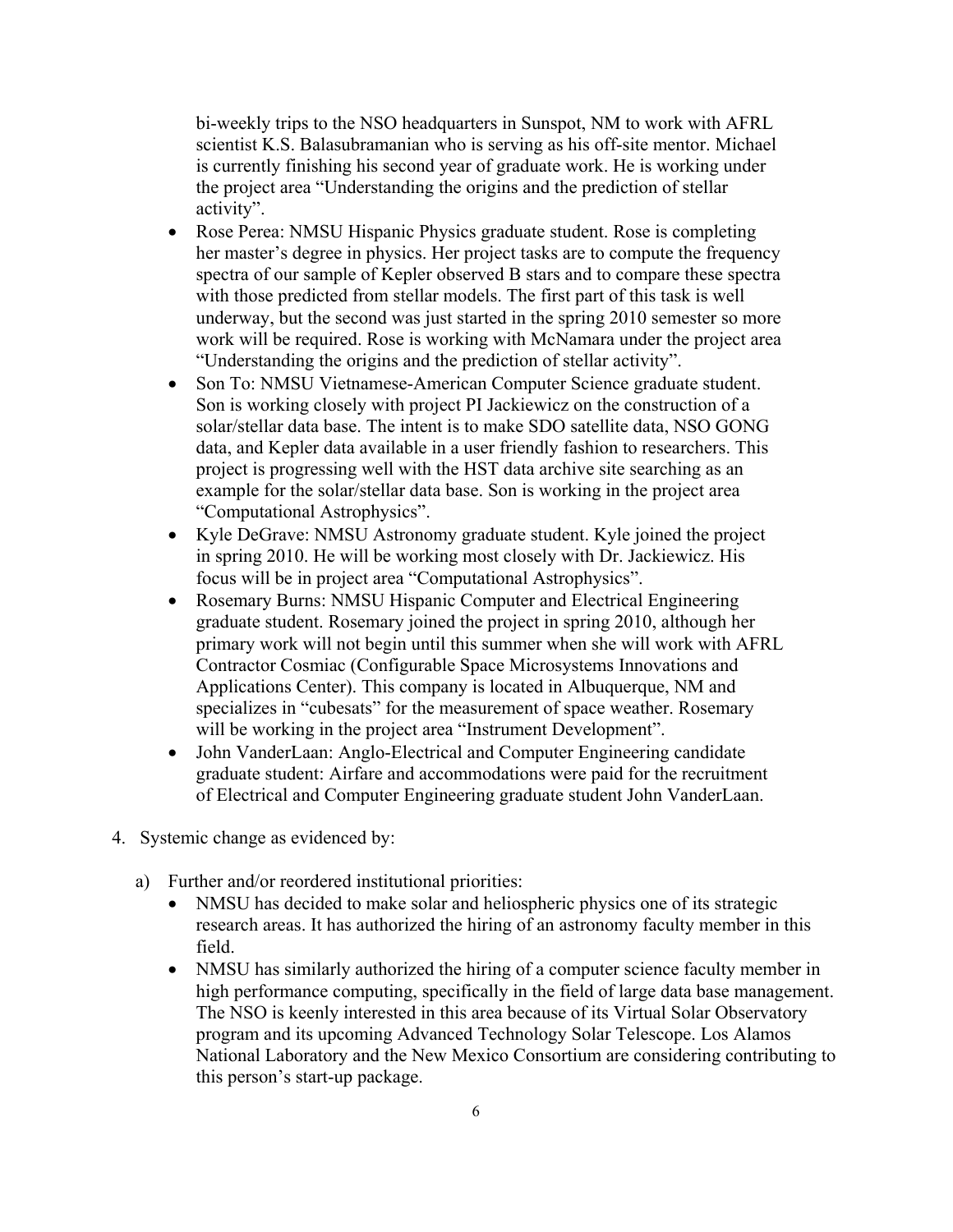bi-weekly trips to the NSO headquarters in Sunspot, NM to work with AFRL scientist K.S. Balasubramanian who is serving as his off-site mentor. Michael is currently finishing his second year of graduate work. He is working under the project area "Understanding the origins and the prediction of stellar activity".

- Rose Perea: NMSU Hispanic Physics graduate student. Rose is completing her master's degree in physics. Her project tasks are to compute the frequency spectra of our sample of Kepler observed B stars and to compare these spectra with those predicted from stellar models. The first part of this task is well underway, but the second was just started in the spring 2010 semester so more work will be required. Rose is working with McNamara under the project area "Understanding the origins and the prediction of stellar activity".
- Son To: NMSU Vietnamese-American Computer Science graduate student. Son is working closely with project PI Jackiewicz on the construction of a solar/stellar data base. The intent is to make SDO satellite data, NSO GONG data, and Kepler data available in a user friendly fashion to researchers. This project is progressing well with the HST data archive site searching as an example for the solar/stellar data base. Son is working in the project area "Computational Astrophysics".
- Kyle DeGrave: NMSU Astronomy graduate student. Kyle joined the project in spring 2010. He will be working most closely with Dr. Jackiewicz. His focus will be in project area "Computational Astrophysics".
- Rosemary Burns: NMSU Hispanic Computer and Electrical Engineering graduate student. Rosemary joined the project in spring 2010, although her primary work will not begin until this summer when she will work with AFRL Contractor Cosmiac (Configurable Space Microsystems Innovations and Applications Center). This company is located in Albuquerque, NM and specializes in "cubesats" for the measurement of space weather. Rosemary will be working in the project area "Instrument Development".
- John VanderLaan: Anglo-Electrical and Computer Engineering candidate graduate student: Airfare and accommodations were paid for the recruitment of Electrical and Computer Engineering graduate student John VanderLaan.

4. Systemic change as evidenced by:

   a) Further and/or reordered institutional priorities:
      - NMSU has decided to make solar and heliospheric physics one of its strategic research areas. It has authorized the hiring of an astronomy faculty member in this field.
      - NMSU has similarly authorized the hiring of a computer science faculty member in high performance computing, specifically in the field of large data base management. The NSO is keenly interested in this area because of its Virtual Solar Observatory program and its upcoming Advanced Technology Solar Telescope. Los Alamos National Laboratory and the New Mexico Consortium are considering contributing to this person's start-up package.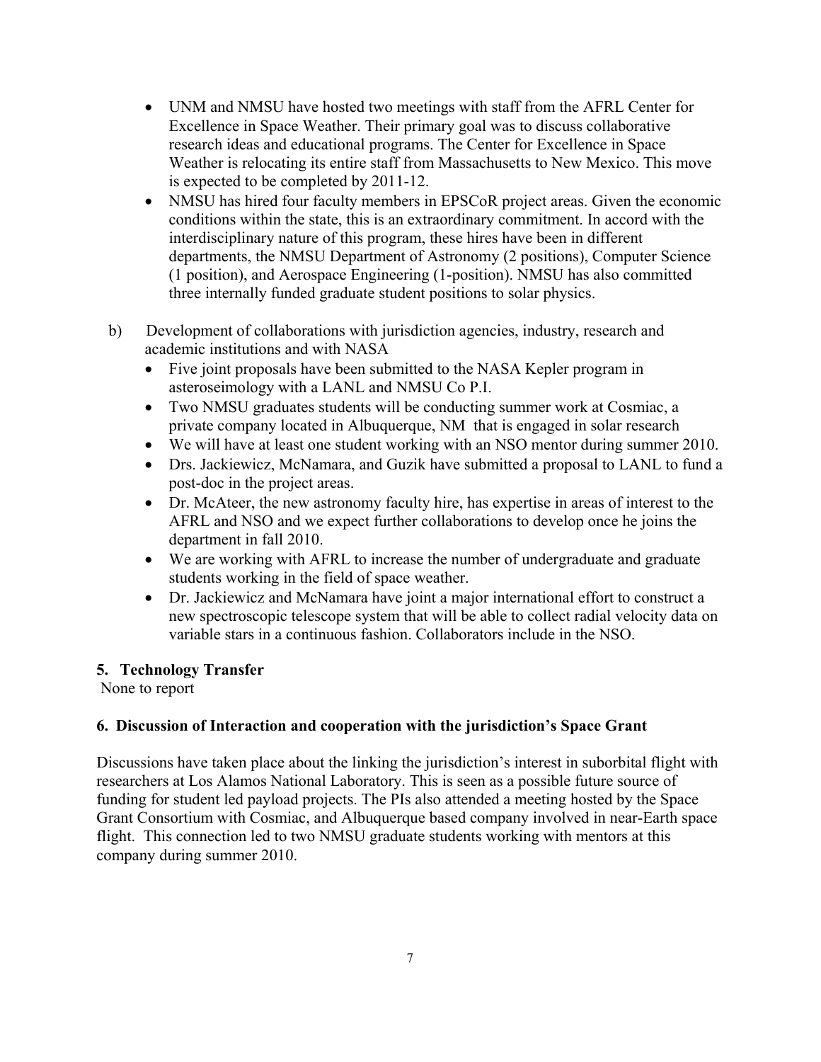- UNM and NMSU have hosted two meetings with staff from the AFRL Center for Excellence in Space Weather. Their primary goal was to discuss collaborative research ideas and educational programs. The Center for Excellence in Space Weather is relocating its entire staff from Massachusetts to New Mexico. This move is expected to be completed by 2011-12.
- NMSU has hired four faculty members in EPSCoR project areas. Given the economic conditions within the state, this is an extraordinary commitment. In accord with the interdisciplinary nature of this program, these hires have been in different departments, the NMSU Department of Astronomy (2 positions), Computer Science (1 position), and Aerospace Engineering (1-position). NMSU has also committed three internally funded graduate student positions to solar physics.

b) Development of collaborations with jurisdiction agencies, industry, research and academic institutions and with NASA

- Five joint proposals have been submitted to the NASA Kepler program in asteroseimology with a LANL and NMSU Co P.I.
- Two NMSU graduates students will be conducting summer work at Cosmiac, a private company located in Albuquerque, NM that is engaged in solar research
- We will have at least one student working with an NSO mentor during summer 2010.
- Drs. Jackiewicz, McNamara, and Guzik have submitted a proposal to LANL to fund a post-doc in the project areas.
- Dr. McAteer, the new astronomy faculty hire, has expertise in areas of interest to the AFRL and NSO and we expect further collaborations to develop once he joins the department in fall 2010.
- We are working with AFRL to increase the number of undergraduate and graduate students working in the field of space weather.
- Dr. Jackiewicz and McNamara have joint a major international effort to construct a new spectroscopic telescope system that will be able to collect radial velocity data on variable stars in a continuous fashion. Collaborators include in the NSO.

## 5. Technology Transfer

None to report

## 6. Discussion of Interaction and cooperation with the jurisdiction's Space Grant

Discussions have taken place about the linking the jurisdiction's interest in suborbital flight with researchers at Los Alamos National Laboratory. This is seen as a possible future source of funding for student led payload projects. The PIs also attended a meeting hosted by the Space Grant Consortium with Cosmiac, and Albuquerque based company involved in near-Earth space flight. This connection led to two NMSU graduate students working with mentors at this company during summer 2010.